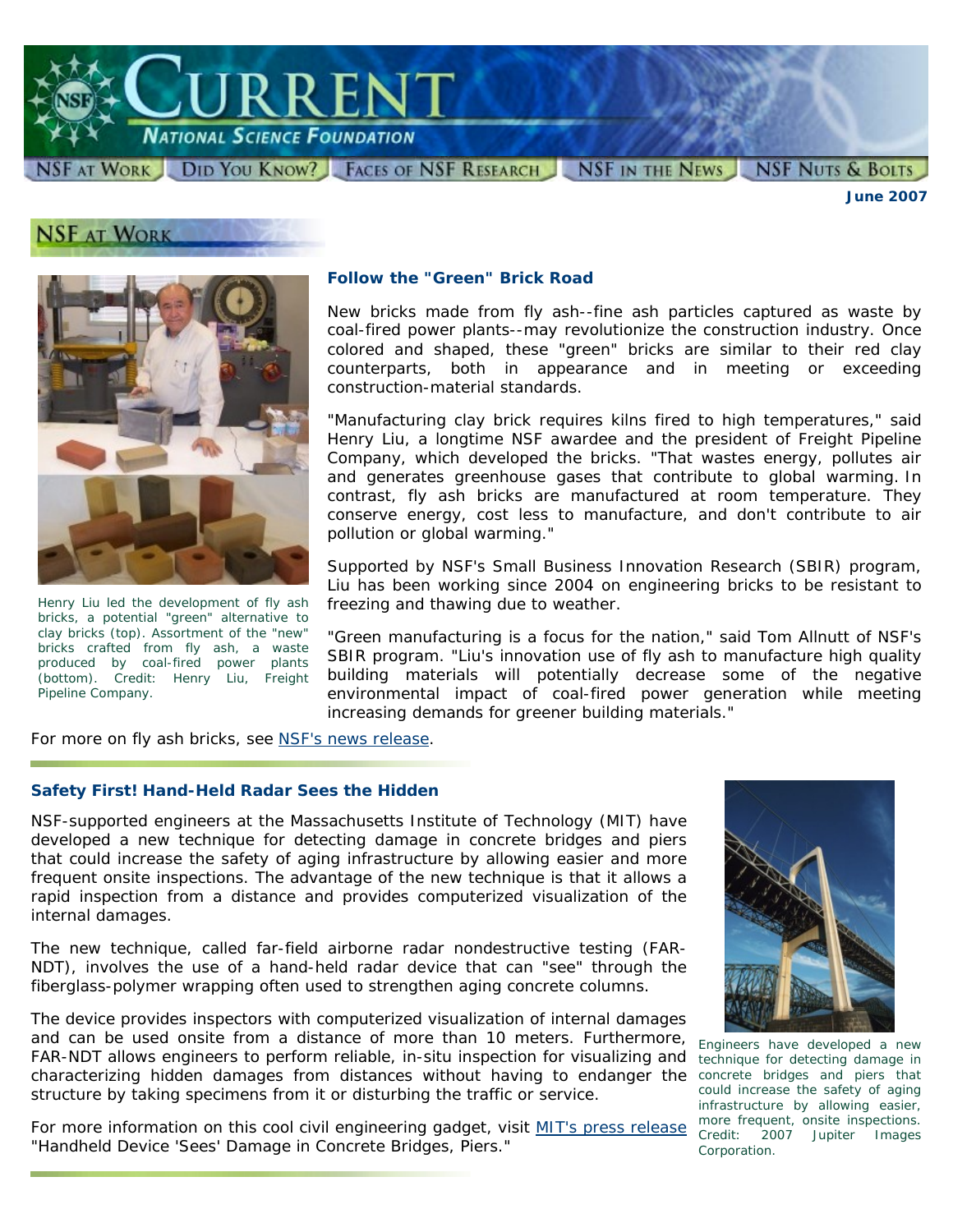# CURRENT

NATIONAL SCIENCE FOUNDATION

NSF AT WORK | DID YOU KNOW? | FACES OF NSF RESEARCH | NSF IN THE NEWS | NSF NUTS & BOLTS

**June 2007**

## NSF AT WORK

### Follow the "Green" Brick Road

New bricks made from fly ash--fine ash particles captured as waste by coal-fired power plants--may revolutionize the construction industry. Once colored and shaped, these "green" bricks are similar to their red clay counterparts, both in appearance and in meeting or exceeding construction-material standards.

"Manufacturing clay brick requires kilns fired to high temperatures," said Henry Liu, a longtime NSF awardee and the president of Freight Pipeline Company, which developed the bricks. "That wastes energy, pollutes air and generates greenhouse gases that contribute to global warming. In contrast, fly ash bricks are manufactured at room temperature. They conserve energy, cost less to manufacture, and don't contribute to air pollution or global warming."

Supported by NSF's Small Business Innovation Research (SBIR) program, Liu has been working since 2004 on engineering bricks to be resistant to freezing and thawing due to weather.

"Green manufacturing is a focus for the nation," said Tom Allnutt of NSF's SBIR program. "Liu's innovation use of fly ash to manufacture high quality building materials will potentially decrease some of the negative environmental impact of coal-fired power generation while meeting increasing demands for greener building materials."

Henry Liu led the development of fly ash bricks, a potential "green" alternative to clay bricks (top). Assortment of the "new" bricks crafted from fly ash, a waste produced by coal-fired power plants (bottom). Credit: Henry Liu, Freight Pipeline Company.

For more on fly ash bricks, see NSF's news release.

### Safety First! Hand-Held Radar Sees the Hidden

NSF-supported engineers at the Massachusetts Institute of Technology (MIT) have developed a new technique for detecting damage in concrete bridges and piers that could increase the safety of aging infrastructure by allowing easier and more frequent onsite inspections. The advantage of the new technique is that it allows a rapid inspection from a distance and provides computerized visualization of the internal damages.

The new technique, called far-field airborne radar nondestructive testing (FAR-NDT), involves the use of a hand-held radar device that can "see" through the fiberglass-polymer wrapping often used to strengthen aging concrete columns.

The device provides inspectors with computerized visualization of internal damages and can be used onsite from a distance of more than 10 meters. Furthermore, FAR-NDT allows engineers to perform reliable, in-situ inspection for visualizing and characterizing hidden damages from distances without having to endanger the structure by taking specimens from it or disturbing the traffic or service.

For more information on this cool civil engineering gadget, visit MIT's press release "Handheld Device 'Sees' Damage in Concrete Bridges, Piers."

Engineers have developed a new technique for detecting damage in concrete bridges and piers that could increase the safety of aging infrastructure by allowing easier, more frequent, onsite inspections. Credit: 2007 Jupiter Images Corporation.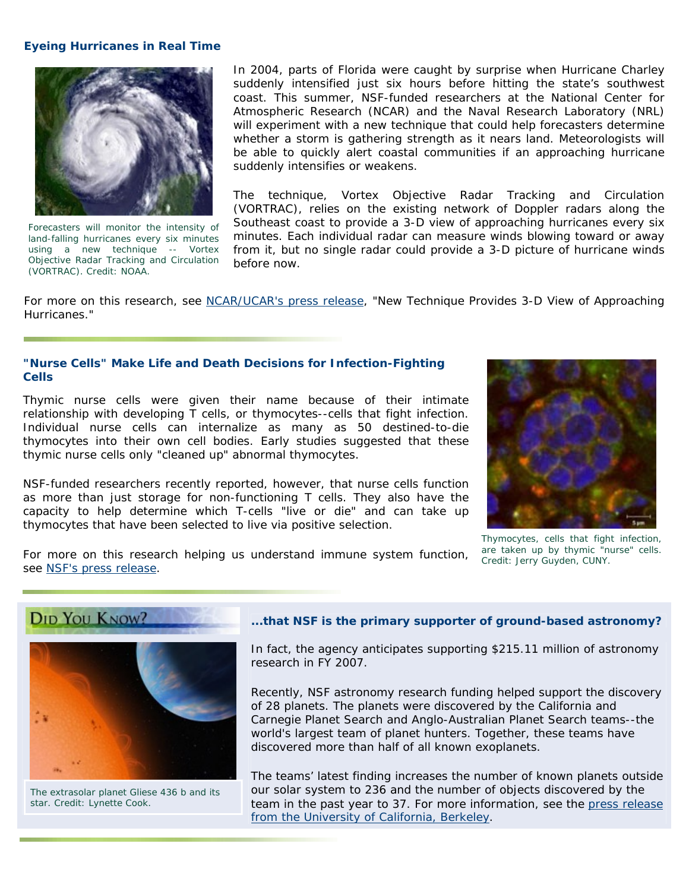## Eyeing Hurricanes in Real Time

Forecasters will monitor the intensity of land-falling hurricanes every six minutes using a new technique -- Vortex Objective Radar Tracking and Circulation (VORTRAC). Credit: NOAA.

In 2004, parts of Florida were caught by surprise when Hurricane Charley suddenly intensified just six hours before hitting the state's southwest coast. This summer, NSF-funded researchers at the National Center for Atmospheric Research (NCAR) and the Naval Research Laboratory (NRL) will experiment with a new technique that could help forecasters determine whether a storm is gathering strength as it nears land. Meteorologists will be able to quickly alert coastal communities if an approaching hurricane suddenly intensifies or weakens.

The technique, Vortex Objective Radar Tracking and Circulation (VORTRAC), relies on the existing network of Doppler radars along the Southeast coast to provide a 3-D view of approaching hurricanes every six minutes. Each individual radar can measure winds blowing toward or away from it, but no single radar could provide a 3-D picture of hurricane winds before now.

For more on this research, see NCAR/UCAR's press release, "New Technique Provides 3-D View of Approaching Hurricanes."

## "Nurse Cells" Make Life and Death Decisions for Infection-Fighting Cells

Thymic nurse cells were given their name because of their intimate relationship with developing T cells, or thymocytes--cells that fight infection. Individual nurse cells can internalize as many as 50 destined-to-die thymocytes into their own cell bodies. Early studies suggested that these thymic nurse cells only "cleaned up" abnormal thymocytes.

NSF-funded researchers recently reported, however, that nurse cells function as more than just storage for non-functioning T cells. They also have the capacity to help determine which T-cells "live or die" and can take up thymocytes that have been selected to live via positive selection.

For more on this research helping us understand immune system function, see NSF's press release.

Thymocytes, cells that fight infection, are taken up by thymic "nurse" cells. Credit: Jerry Guyden, CUNY.

## Did You Know?

### ...that NSF is the primary supporter of ground-based astronomy?

In fact, the agency anticipates supporting $215.11 million of astronomy research in FY 2007.

Recently, NSF astronomy research funding helped support the discovery of 28 planets. The planets were discovered by the California and Carnegie Planet Search and Anglo-Australian Planet Search teams--the world's largest team of planet hunters. Together, these teams have discovered more than half of all known exoplanets.

The teams' latest finding increases the number of known planets outside our solar system to 236 and the number of objects discovered by the team in the past year to 37. For more information, see the press release from the University of California, Berkeley.

The extrasolar planet Gliese 436 b and its star. Credit: Lynette Cook.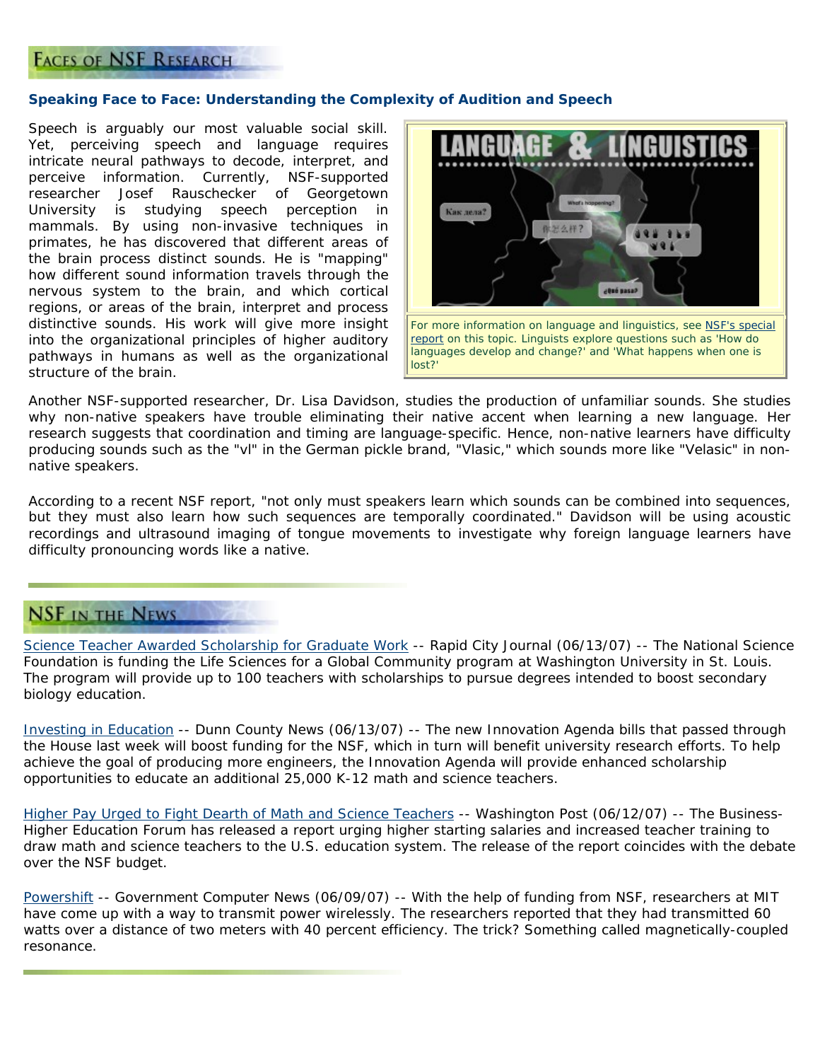## Faces of NSF Research

### Speaking Face to Face: Understanding the Complexity of Audition and Speech

Speech is arguably our most valuable social skill. Yet, perceiving speech and language requires intricate neural pathways to decode, interpret, and perceive information. Currently, NSF-supported researcher Josef Rauschecker of Georgetown University is studying speech perception in mammals. By using non-invasive techniques in primates, he has discovered that different areas of the brain process distinct sounds. He is "mapping" how different sound information travels through the nervous system to the brain, and which cortical regions, or areas of the brain, interpret and process distinctive sounds. His work will give more insight into the organizational principles of higher auditory pathways in humans as well as the organizational structure of the brain.

For more information on language and linguistics, see NSF's special report on this topic. Linguists explore questions such as 'How do languages develop and change?' and 'What happens when one is lost?'

Another NSF-supported researcher, Dr. Lisa Davidson, studies the production of unfamiliar sounds. She studies why non-native speakers have trouble eliminating their native accent when learning a new language. Her research suggests that coordination and timing are language-specific. Hence, non-native learners have difficulty producing sounds such as the "vl" in the German pickle brand, "Vlasic," which sounds more like "Velasic" in non-native speakers.

According to a recent NSF report, "not only must speakers learn which sounds can be combined into sequences, but they must also learn how such sequences are temporally coordinated." Davidson will be using acoustic recordings and ultrasound imaging of tongue movements to investigate why foreign language learners have difficulty pronouncing words like a native.

## NSF in the News

Science Teacher Awarded Scholarship for Graduate Work -- Rapid City Journal (06/13/07) -- The National Science Foundation is funding the Life Sciences for a Global Community program at Washington University in St. Louis. The program will provide up to 100 teachers with scholarships to pursue degrees intended to boost secondary biology education.

Investing in Education -- Dunn County News (06/13/07) -- The new Innovation Agenda bills that passed through the House last week will boost funding for the NSF, which in turn will benefit university research efforts. To help achieve the goal of producing more engineers, the Innovation Agenda will provide enhanced scholarship opportunities to educate an additional 25,000 K-12 math and science teachers.

Higher Pay Urged to Fight Dearth of Math and Science Teachers -- Washington Post (06/12/07) -- The Business-Higher Education Forum has released a report urging higher starting salaries and increased teacher training to draw math and science teachers to the U.S. education system. The release of the report coincides with the debate over the NSF budget.

Powershift -- Government Computer News (06/09/07) -- With the help of funding from NSF, researchers at MIT have come up with a way to transmit power wirelessly. The researchers reported that they had transmitted 60 watts over a distance of two meters with 40 percent efficiency. The trick? Something called magnetically-coupled resonance.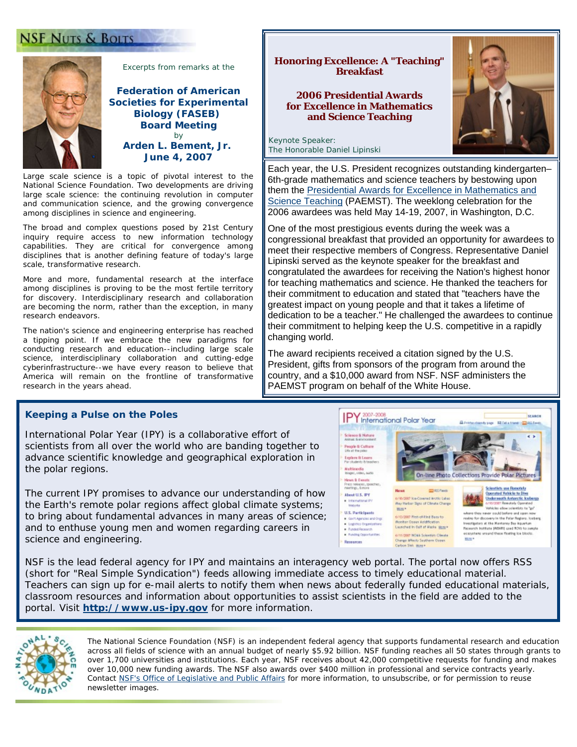## NSF Nuts & Bolts

Excerpts from remarks at the

**Federation of American Societies for Experimental Biology (FASEB) Board Meeting**
by
**Arden L. Bement, Jr.**
**June 4, 2007**

Large scale science is a topic of pivotal interest to the National Science Foundation. Two developments are driving large scale science: the continuing revolution in computer and communication science, and the growing convergence among disciplines in science and engineering.

The broad and complex questions posed by 21st Century inquiry require access to new information technology capabilities. They are critical for convergence among disciplines that is another defining feature of today's large scale, transformative research.

More and more, fundamental research at the interface among disciplines is proving to be the most fertile territory for discovery. Interdisciplinary research and collaboration are becoming the norm, rather than the exception, in many research endeavors.

The nation's science and engineering enterprise has reached a tipping point. If we embrace the new paradigms for conducting research and education--including large scale science, interdisciplinary collaboration and cutting-edge cyberinfrastructure--we have every reason to believe that America will remain on the frontline of transformative research in the years ahead.

## Honoring Excellence: A "Teaching" Breakfast

**2006 Presidential Awards for Excellence in Mathematics and Science Teaching**

Keynote Speaker:
The Honorable Daniel Lipinski

Each year, the U.S. President recognizes outstanding kindergarten–6th-grade mathematics and science teachers by bestowing upon them the Presidential Awards for Excellence in Mathematics and Science Teaching (PAEMST). The weeklong celebration for the 2006 awardees was held May 14-19, 2007, in Washington, D.C.

One of the most prestigious events during the week was a congressional breakfast that provided an opportunity for awardees to meet their respective members of Congress. Representative Daniel Lipinski served as the keynote speaker for the breakfast and congratulated the awardees for receiving the Nation's highest honor for teaching mathematics and science. He thanked the teachers for their commitment to education and stated that "teachers have the greatest impact on young people and that it takes a lifetime of dedication to be a teacher." He challenged the awardees to continue their commitment to helping keep the U.S. competitive in a rapidly changing world.

The award recipients received a citation signed by the U.S. President, gifts from sponsors of the program from around the country, and a $10,000 award from NSF. NSF administers the PAEMST program on behalf of the White House.

## Keeping a Pulse on the Poles

International Polar Year (IPY) is a collaborative effort of scientists from all over the world who are banding together to advance scientific knowledge and geographical exploration in the polar regions.

The current IPY promises to advance our understanding of how the Earth's remote polar regions affect global climate systems; to bring about fundamental advances in many areas of science; and to enthuse young men and women regarding careers in science and engineering.

NSF is the lead federal agency for IPY and maintains an interagency web portal. The portal now offers RSS (short for "Real Simple Syndication") feeds allowing immediate access to timely educational material. Teachers can sign up for e-mail alerts to notify them when news about federally funded educational materials, classroom resources and information about opportunities to assist scientists in the field are added to the portal. Visit **http://www.us-ipy.gov** for more information.

The National Science Foundation (NSF) is an independent federal agency that supports fundamental research and education across all fields of science with an annual budget of nearly $5.92 billion. NSF funding reaches all 50 states through grants to over 1,700 universities and institutions. Each year, NSF receives about 42,000 competitive requests for funding and makes over 10,000 new funding awards. The NSF also awards over $400 million in professional and service contracts yearly. Contact NSF's Office of Legislative and Public Affairs for more information, to unsubscribe, or for permission to reuse newsletter images.